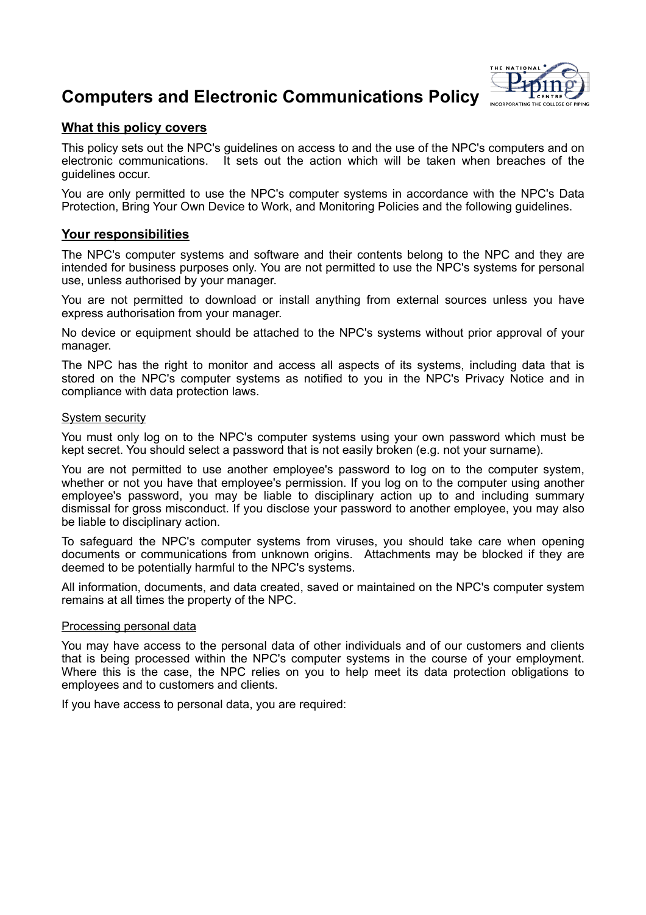# Computers and Electronic Communications Policy

## What this policy covers

This policy sets out the NPC's guidelines on access to and the use of the NPC's computers and on electronic communications. It sets out the action which will be taken when breaches of the guidelines occur.

You are only permitted to use the NPC's computer systems in accordance with the NPC's Data Protection, Bring Your Own Device to Work, and Monitoring Policies and the following guidelines.

## Your responsibilities

The NPC's computer systems and software and their contents belong to the NPC and they are intended for business purposes only. You are not permitted to use the NPC's systems for personal use, unless authorised by your manager.

You are not permitted to download or install anything from external sources unless you have express authorisation from your manager.

No device or equipment should be attached to the NPC's systems without prior approval of your manager.

The NPC has the right to monitor and access all aspects of its systems, including data that is stored on the NPC's computer systems as notified to you in the NPC's Privacy Notice and in compliance with data protection laws.

### System security

You must only log on to the NPC's computer systems using your own password which must be kept secret. You should select a password that is not easily broken (e.g. not your surname).

You are not permitted to use another employee's password to log on to the computer system, whether or not you have that employee's permission. If you log on to the computer using another employee's password, you may be liable to disciplinary action up to and including summary dismissal for gross misconduct. If you disclose your password to another employee, you may also be liable to disciplinary action.

To safeguard the NPC's computer systems from viruses, you should take care when opening documents or communications from unknown origins. Attachments may be blocked if they are deemed to be potentially harmful to the NPC's systems.

All information, documents, and data created, saved or maintained on the NPC's computer system remains at all times the property of the NPC.

### Processing personal data

You may have access to the personal data of other individuals and of our customers and clients that is being processed within the NPC's computer systems in the course of your employment. Where this is the case, the NPC relies on you to help meet its data protection obligations to employees and to customers and clients.

If you have access to personal data, you are required: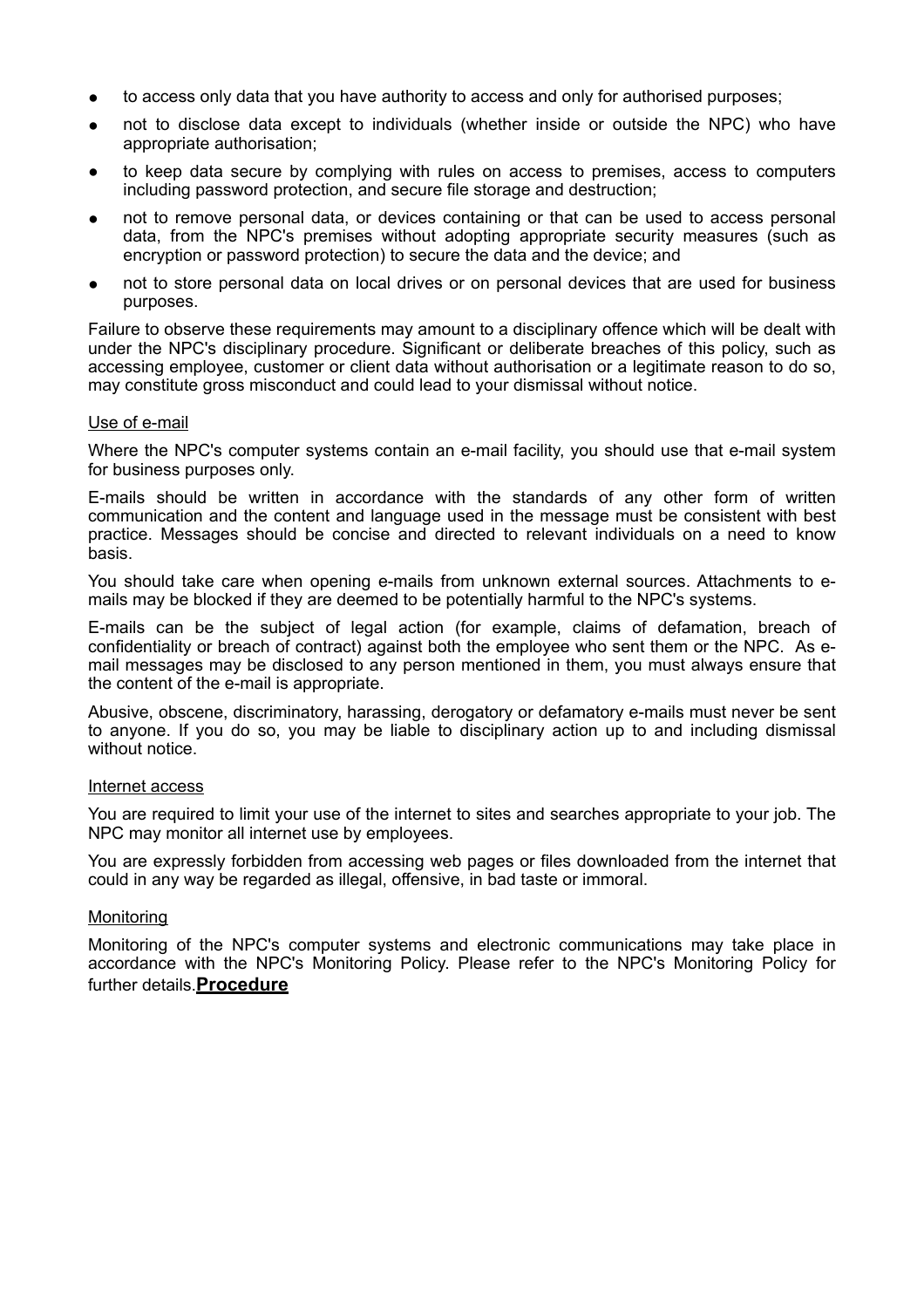- to access only data that you have authority to access and only for authorised purposes;
- not to disclose data except to individuals (whether inside or outside the NPC) who have appropriate authorisation;
- to keep data secure by complying with rules on access to premises, access to computers including password protection, and secure file storage and destruction;
- not to remove personal data, or devices containing or that can be used to access personal data, from the NPC's premises without adopting appropriate security measures (such as encryption or password protection) to secure the data and the device; and
- not to store personal data on local drives or on personal devices that are used for business purposes.

Failure to observe these requirements may amount to a disciplinary offence which will be dealt with under the NPC's disciplinary procedure. Significant or deliberate breaches of this policy, such as accessing employee, customer or client data without authorisation or a legitimate reason to do so, may constitute gross misconduct and could lead to your dismissal without notice.

Use of e-mail

Where the NPC's computer systems contain an e-mail facility, you should use that e-mail system for business purposes only.

E-mails should be written in accordance with the standards of any other form of written communication and the content and language used in the message must be consistent with best practice. Messages should be concise and directed to relevant individuals on a need to know basis.

You should take care when opening e-mails from unknown external sources. Attachments to e-mails may be blocked if they are deemed to be potentially harmful to the NPC's systems.

E-mails can be the subject of legal action (for example, claims of defamation, breach of confidentiality or breach of contract) against both the employee who sent them or the NPC. As e-mail messages may be disclosed to any person mentioned in them, you must always ensure that the content of the e-mail is appropriate.

Abusive, obscene, discriminatory, harassing, derogatory or defamatory e-mails must never be sent to anyone. If you do so, you may be liable to disciplinary action up to and including dismissal without notice.

Internet access

You are required to limit your use of the internet to sites and searches appropriate to your job. The NPC may monitor all internet use by employees.

You are expressly forbidden from accessing web pages or files downloaded from the internet that could in any way be regarded as illegal, offensive, in bad taste or immoral.

Monitoring

Monitoring of the NPC's computer systems and electronic communications may take place in accordance with the NPC's Monitoring Policy. Please refer to the NPC's Monitoring Policy for further details.

## Procedure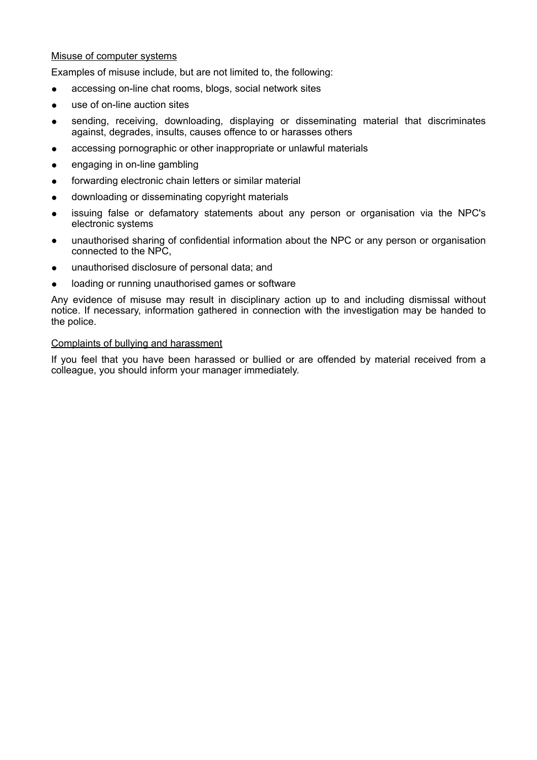Misuse of computer systems

Examples of misuse include, but are not limited to, the following:

- accessing on-line chat rooms, blogs, social network sites
- use of on-line auction sites
- sending, receiving, downloading, displaying or disseminating material that discriminates against, degrades, insults, causes offence to or harasses others
- accessing pornographic or other inappropriate or unlawful materials
- engaging in on-line gambling
- forwarding electronic chain letters or similar material
- downloading or disseminating copyright materials
- issuing false or defamatory statements about any person or organisation via the NPC's electronic systems
- unauthorised sharing of confidential information about the NPC or any person or organisation connected to the NPC,
- unauthorised disclosure of personal data; and
- loading or running unauthorised games or software

Any evidence of misuse may result in disciplinary action up to and including dismissal without notice. If necessary, information gathered in connection with the investigation may be handed to the police.

Complaints of bullying and harassment

If you feel that you have been harassed or bullied or are offended by material received from a colleague, you should inform your manager immediately.